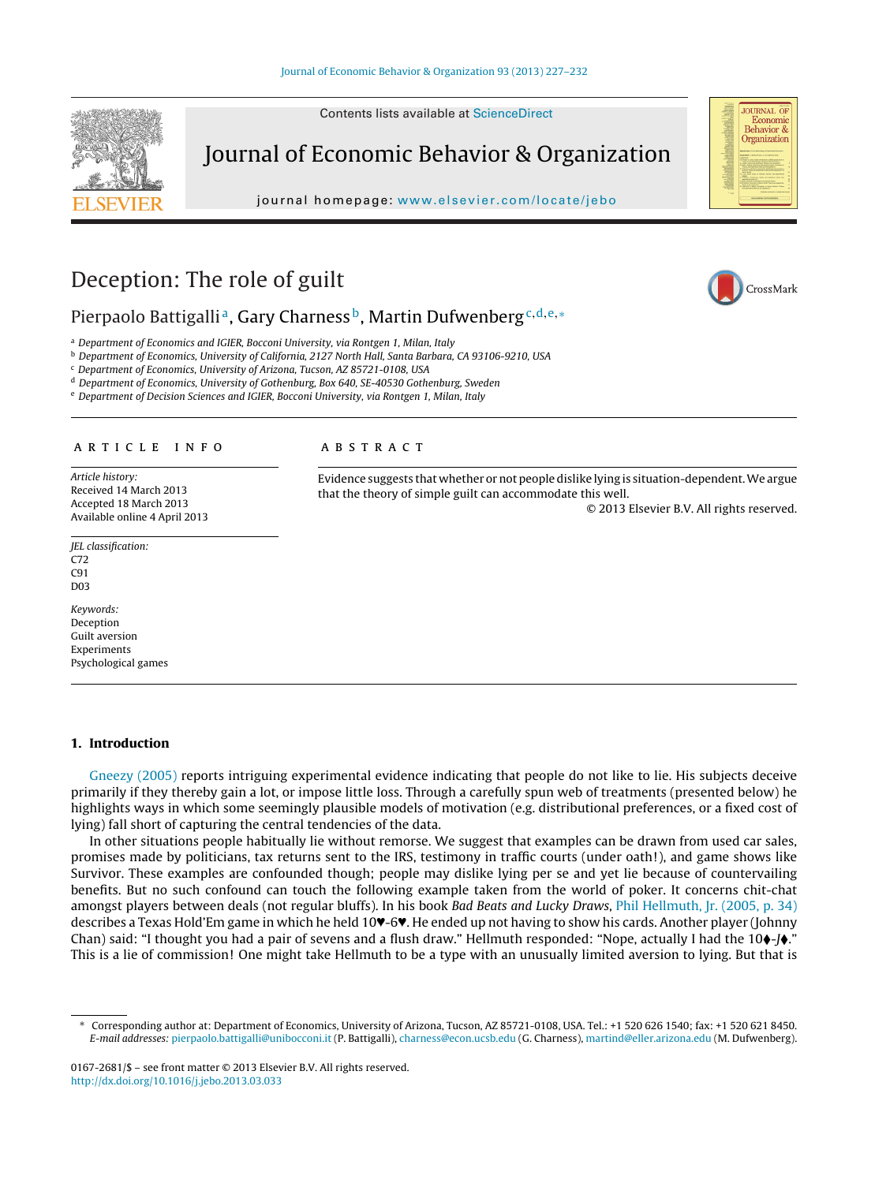# Deception: The role of guilt

Pierpaolo Battigalli[a], Gary Charness[b], Martin Dufwenberg[c,d,e,*]

[a] Department of Economics and IGIER, Bocconi University, via Rontgen 1, Milan, Italy
[b] Department of Economics, University of California, 2127 North Hall, Santa Barbara, CA 93106-9210, USA
[c] Department of Economics, University of Arizona, Tucson, AZ 85721-0108, USA
[d] Department of Economics, University of Gothenburg, Box 640, SE-40530 Gothenburg, Sweden
[e] Department of Decision Sciences and IGIER, Bocconi University, via Rontgen 1, Milan, Italy

## ARTICLE INFO

*Article history:*
Received 14 March 2013
Accepted 18 March 2013
Available online 4 April 2013

*JEL classification:*
C72
C91
D03

*Keywords:*
Deception
Guilt aversion
Experiments
Psychological games

## ABSTRACT

Evidence suggests that whether or not people dislike lying is situation-dependent. We argue that the theory of simple guilt can accommodate this well.

© 2013 Elsevier B.V. All rights reserved.

## 1. Introduction

Gneezy (2005) reports intriguing experimental evidence indicating that people do not like to lie. His subjects deceive primarily if they thereby gain a lot, or impose little loss. Through a carefully spun web of treatments (presented below) he highlights ways in which some seemingly plausible models of motivation (e.g. distributional preferences, or a fixed cost of lying) fall short of capturing the central tendencies of the data.

In other situations people habitually lie without remorse. We suggest that examples can be drawn from used car sales, promises made by politicians, tax returns sent to the IRS, testimony in traffic courts (under oath!), and game shows like Survivor. These examples are confounded though; people may dislike lying per se and yet lie because of countervailing benefits. But no such confound can touch the following example taken from the world of poker. It concerns chit-chat amongst players between deals (not regular bluffs). In his book *Bad Beats and Lucky Draws*, Phil Hellmuth, Jr. (2005, p. 34) describes a Texas Hold'Em game in which he held 10♥-6♥. He ended up not having to show his cards. Another player (Johnny Chan) said: "I thought you had a pair of sevens and a flush draw." Hellmuth responded: "Nope, actually I had the 10♦-J♦." This is a lie of commission! One might take Hellmuth to be a type with an unusually limited aversion to lying. But that is

---

\* Corresponding author at: Department of Economics, University of Arizona, Tucson, AZ 85721-0108, USA. Tel.: +1 520 626 1540; fax: +1 520 621 8450.
*E-mail addresses:* pierpaolo.battigalli@unibocconi.it (P. Battigalli), charness@econ.ucsb.edu (G. Charness), martind@eller.arizona.edu (M. Dufwenberg).

0167-2681/$ – see front matter © 2013 Elsevier B.V. All rights reserved.
http://dx.doi.org/10.1016/j.jebo.2013.03.033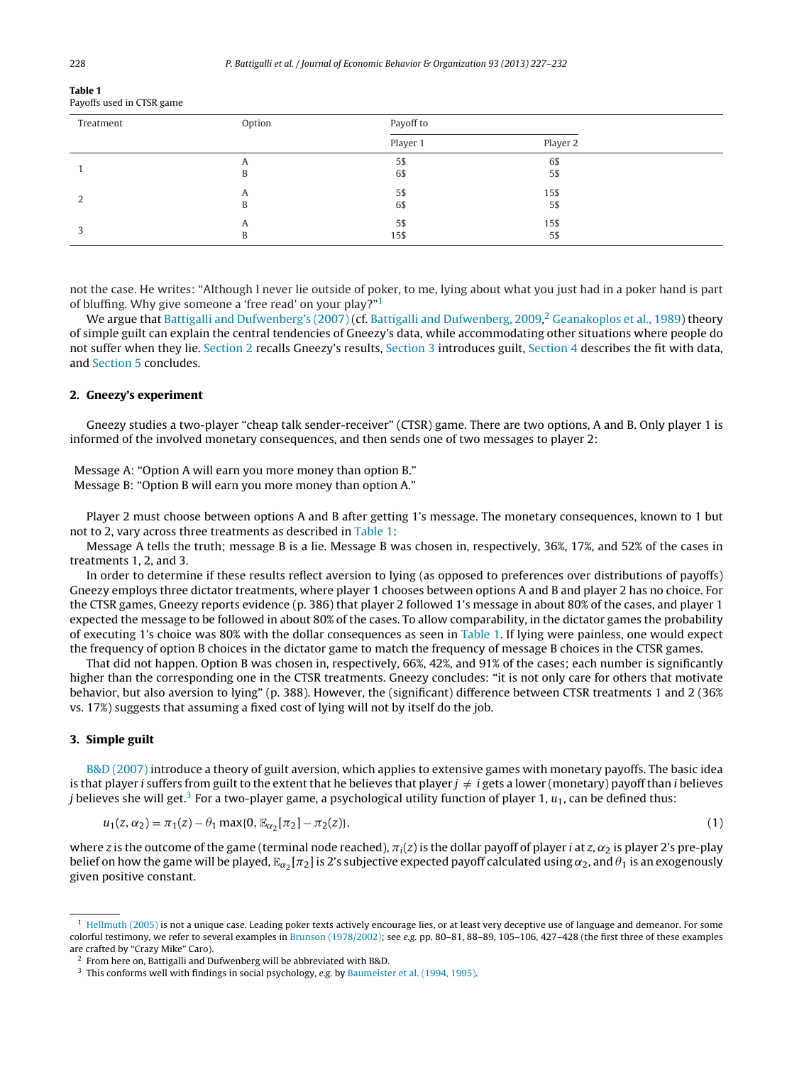**Table 1**
Payoffs used in CTSR game

| Treatment | Option | Payoff to | |
|---|---|---|---|
| | | Player 1 | Player 2 |
| 1 | A | 5$ | 6$ |
| | B | 6$ | 5$ |
| 2 | A | 5$ | 15$ |
| | B | 6$ | 5$ |
| 3 | A | 5$ | 15$ |
| | B | 15$ | 5$ |

not the case. He writes: "Although I never lie outside of poker, to me, lying about what you just had in a poker hand is part of bluffing. Why give someone a 'free read' on your play?"[1]

We argue that Battigalli and Dufwenberg's (2007) (cf. Battigalli and Dufwenberg, 2009,[2] Geanakoplos et al., 1989) theory of simple guilt can explain the central tendencies of Gneezy's data, while accommodating other situations where people do not suffer when they lie. Section 2 recalls Gneezy's results, Section 3 introduces guilt, Section 4 describes the fit with data, and Section 5 concludes.

## 2. Gneezy's experiment

Gneezy studies a two-player "cheap talk sender-receiver" (CTSR) game. There are two options, A and B. Only player 1 is informed of the involved monetary consequences, and then sends one of two messages to player 2:

Message A: "Option A will earn you more money than option B."
Message B: "Option B will earn you more money than option A."

Player 2 must choose between options A and B after getting 1's message. The monetary consequences, known to 1 but not to 2, vary across three treatments as described in Table 1:

Message A tells the truth; message B is a lie. Message B was chosen in, respectively, 36%, 17%, and 52% of the cases in treatments 1, 2, and 3.

In order to determine if these results reflect aversion to lying (as opposed to preferences over distributions of payoffs) Gneezy employs three dictator treatments, where player 1 chooses between options A and B and player 2 has no choice. For the CTSR games, Gneezy reports evidence (p. 386) that player 2 followed 1's message in about 80% of the cases, and player 1 expected the message to be followed in about 80% of the cases. To allow comparability, in the dictator games the probability of executing 1's choice was 80% with the dollar consequences as seen in Table 1. If lying were painless, one would expect the frequency of option B choices in the dictator game to match the frequency of message B choices in the CTSR games.

That did not happen. Option B was chosen in, respectively, 66%, 42%, and 91% of the cases; each number is significantly higher than the corresponding one in the CTSR treatments. Gneezy concludes: "it is not only care for others that motivate behavior, but also aversion to lying" (p. 388). However, the (significant) difference between CTSR treatments 1 and 2 (36% vs. 17%) suggests that assuming a fixed cost of lying will not by itself do the job.

## 3. Simple guilt

B&D (2007) introduce a theory of guilt aversion, which applies to extensive games with monetary payoffs. The basic idea is that player $i$ suffers from guilt to the extent that he believes that player $j \neq i$ gets a lower (monetary) payoff than $i$ believes $j$ believes she will get.[3] For a two-player game, a psychological utility function of player 1, $u_1$, can be defined thus:

$$u_1(z, \alpha_2) = \pi_1(z) - \theta_1 \max\{0, \mathbb{E}_{\alpha_2}[\pi_2] - \pi_2(z)\}, \tag{1}$$

where $z$ is the outcome of the game (terminal node reached), $\pi_i(z)$ is the dollar payoff of player $i$ at $z$, $\alpha_2$ is player 2's pre-play belief on how the game will be played, $\mathbb{E}_{\alpha_2}[\pi_2]$ is 2's subjective expected payoff calculated using $\alpha_2$, and $\theta_1$ is an exogenously given positive constant.

[1] Hellmuth (2005) is not a unique case. Leading poker texts actively encourage lies, or at least very deceptive use of language and demeanor. For some colorful testimony, we refer to several examples in Brunson (1978/2002); see *e.g.* pp. 80–81, 88–89, 105–106, 427–428 (the first three of these examples are crafted by "Crazy Mike" Caro).

[2] From here on, Battigalli and Dufwenberg will be abbreviated with B&D.

[3] This conforms well with findings in social psychology, *e.g.* by Baumeister et al. (1994, 1995).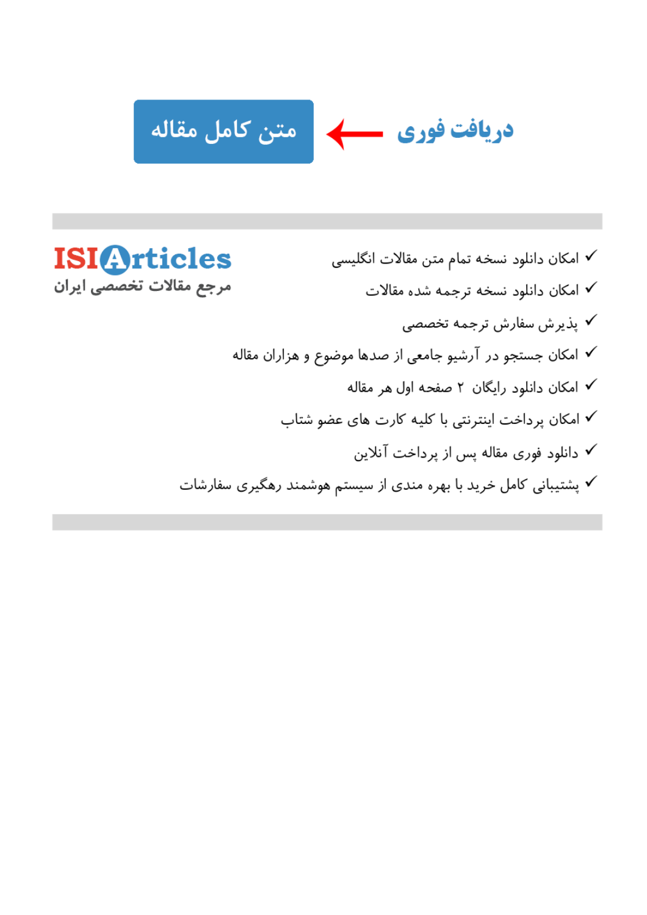دریافت فوری ← متن کامل مقاله

**ISIArticles**
مرجع مقالات تخصصی ایران

- ✓ امکان دانلود نسخه تمام متن مقالات انگلیسی
- ✓ امکان دانلود نسخه ترجمه شده مقالات
- ✓ پذیرش سفارش ترجمه تخصصی
- ✓ امکان جستجو در آرشیو جامعی از صدها موضوع و هزاران مقاله
- ✓ امکان دانلود رایگان ۲ صفحه اول هر مقاله
- ✓ امکان پرداخت اینترنتی با کلیه کارت های عضو شتاب
- ✓ دانلود فوری مقاله پس از پرداخت آنلاین
- ✓ پشتیبانی کامل خرید با بهره مندی از سیستم هوشمند رهگیری سفارشات